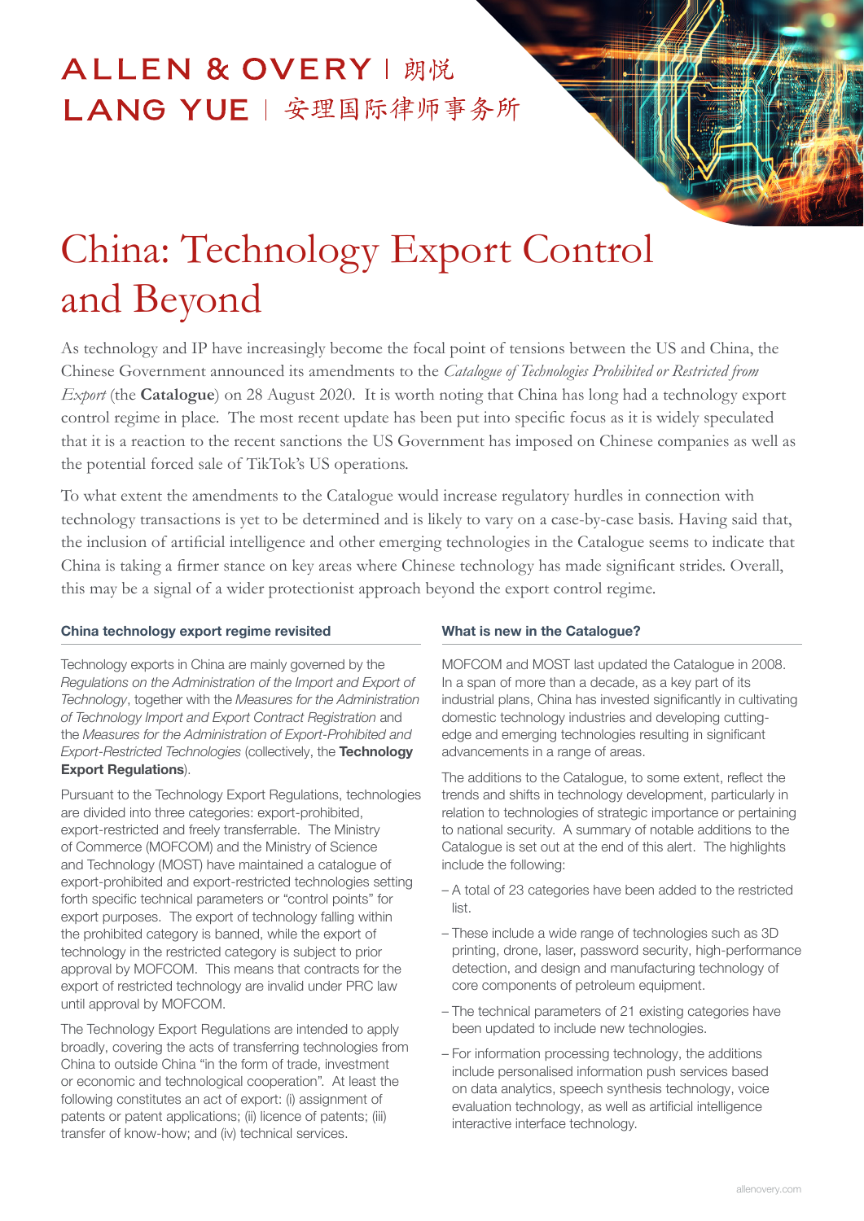ALLEN & OVERY | 朗悦
LANG YUE | 安理国际律师事务所

# China: Technology Export Control and Beyond

As technology and IP have increasingly become the focal point of tensions between the US and China, the Chinese Government announced its amendments to the *Catalogue of Technologies Prohibited or Restricted from Export* (the **Catalogue**) on 28 August 2020. It is worth noting that China has long had a technology export control regime in place. The most recent update has been put into specific focus as it is widely speculated that it is a reaction to the recent sanctions the US Government has imposed on Chinese companies as well as the potential forced sale of TikTok's US operations.

To what extent the amendments to the Catalogue would increase regulatory hurdles in connection with technology transactions is yet to be determined and is likely to vary on a case-by-case basis. Having said that, the inclusion of artificial intelligence and other emerging technologies in the Catalogue seems to indicate that China is taking a firmer stance on key areas where Chinese technology has made significant strides. Overall, this may be a signal of a wider protectionist approach beyond the export control regime.

## China technology export regime revisited

Technology exports in China are mainly governed by the *Regulations on the Administration of the Import and Export of Technology*, together with the *Measures for the Administration of Technology Import and Export Contract Registration* and the *Measures for the Administration of Export-Prohibited and Export-Restricted Technologies* (collectively, the **Technology Export Regulations**).

Pursuant to the Technology Export Regulations, technologies are divided into three categories: export-prohibited, export-restricted and freely transferrable. The Ministry of Commerce (MOFCOM) and the Ministry of Science and Technology (MOST) have maintained a catalogue of export-prohibited and export-restricted technologies setting forth specific technical parameters or "control points" for export purposes. The export of technology falling within the prohibited category is banned, while the export of technology in the restricted category is subject to prior approval by MOFCOM. This means that contracts for the export of restricted technology are invalid under PRC law until approval by MOFCOM.

The Technology Export Regulations are intended to apply broadly, covering the acts of transferring technologies from China to outside China "in the form of trade, investment or economic and technological cooperation". At least the following constitutes an act of export: (i) assignment of patents or patent applications; (ii) licence of patents; (iii) transfer of know-how; and (iv) technical services.

## What is new in the Catalogue?

MOFCOM and MOST last updated the Catalogue in 2008. In a span of more than a decade, as a key part of its industrial plans, China has invested significantly in cultivating domestic technology industries and developing cutting-edge and emerging technologies resulting in significant advancements in a range of areas.

The additions to the Catalogue, to some extent, reflect the trends and shifts in technology development, particularly in relation to technologies of strategic importance or pertaining to national security. A summary of notable additions to the Catalogue is set out at the end of this alert. The highlights include the following:

- A total of 23 categories have been added to the restricted list.
- These include a wide range of technologies such as 3D printing, drone, laser, password security, high-performance detection, and design and manufacturing technology of core components of petroleum equipment.
- The technical parameters of 21 existing categories have been updated to include new technologies.
- For information processing technology, the additions include personalised information push services based on data analytics, speech synthesis technology, voice evaluation technology, as well as artificial intelligence interactive interface technology.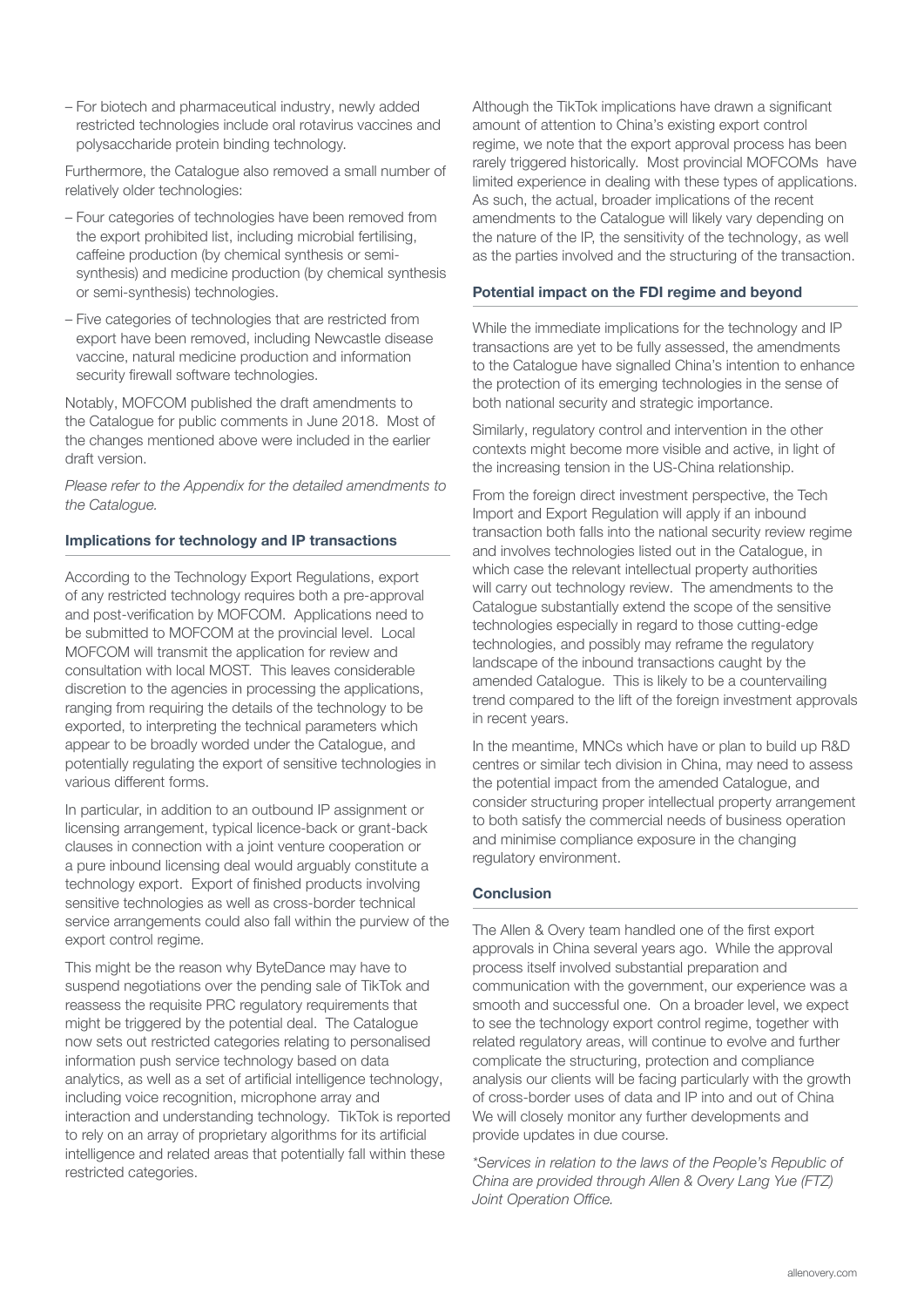- For biotech and pharmaceutical industry, newly added restricted technologies include oral rotavirus vaccines and polysaccharide protein binding technology.

Furthermore, the Catalogue also removed a small number of relatively older technologies:

- Four categories of technologies have been removed from the export prohibited list, including microbial fertilising, caffeine production (by chemical synthesis or semi-synthesis) and medicine production (by chemical synthesis or semi-synthesis) technologies.
- Five categories of technologies that are restricted from export have been removed, including Newcastle disease vaccine, natural medicine production and information security firewall software technologies.

Notably, MOFCOM published the draft amendments to the Catalogue for public comments in June 2018. Most of the changes mentioned above were included in the earlier draft version.

*Please refer to the Appendix for the detailed amendments to the Catalogue.*

**Implications for technology and IP transactions**

According to the Technology Export Regulations, export of any restricted technology requires both a pre-approval and post-verification by MOFCOM. Applications need to be submitted to MOFCOM at the provincial level. Local MOFCOM will transmit the application for review and consultation with local MOST. This leaves considerable discretion to the agencies in processing the applications, ranging from requiring the details of the technology to be exported, to interpreting the technical parameters which appear to be broadly worded under the Catalogue, and potentially regulating the export of sensitive technologies in various different forms.

In particular, in addition to an outbound IP assignment or licensing arrangement, typical licence-back or grant-back clauses in connection with a joint venture cooperation or a pure inbound licensing deal would arguably constitute a technology export. Export of finished products involving sensitive technologies as well as cross-border technical service arrangements could also fall within the purview of the export control regime.

This might be the reason why ByteDance may have to suspend negotiations over the pending sale of TikTok and reassess the requisite PRC regulatory requirements that might be triggered by the potential deal. The Catalogue now sets out restricted categories relating to personalised information push service technology based on data analytics, as well as a set of artificial intelligence technology, including voice recognition, microphone array and interaction and understanding technology. TikTok is reported to rely on an array of proprietary algorithms for its artificial intelligence and related areas that potentially fall within these restricted categories.

Although the TikTok implications have drawn a significant amount of attention to China's existing export control regime, we note that the export approval process has been rarely triggered historically. Most provincial MOFCOMs have limited experience in dealing with these types of applications. As such, the actual, broader implications of the recent amendments to the Catalogue will likely vary depending on the nature of the IP, the sensitivity of the technology, as well as the parties involved and the structuring of the transaction.

**Potential impact on the FDI regime and beyond**

While the immediate implications for the technology and IP transactions are yet to be fully assessed, the amendments to the Catalogue have signalled China's intention to enhance the protection of its emerging technologies in the sense of both national security and strategic importance.

Similarly, regulatory control and intervention in the other contexts might become more visible and active, in light of the increasing tension in the US-China relationship.

From the foreign direct investment perspective, the Tech Import and Export Regulation will apply if an inbound transaction both falls into the national security review regime and involves technologies listed out in the Catalogue, in which case the relevant intellectual property authorities will carry out technology review. The amendments to the Catalogue substantially extend the scope of the sensitive technologies especially in regard to those cutting-edge technologies, and possibly may reframe the regulatory landscape of the inbound transactions caught by the amended Catalogue. This is likely to be a countervailing trend compared to the lift of the foreign investment approvals in recent years.

In the meantime, MNCs which have or plan to build up R&D centres or similar tech division in China, may need to assess the potential impact from the amended Catalogue, and consider structuring proper intellectual property arrangement to both satisfy the commercial needs of business operation and minimise compliance exposure in the changing regulatory environment.

**Conclusion**

The Allen & Overy team handled one of the first export approvals in China several years ago. While the approval process itself involved substantial preparation and communication with the government, our experience was a smooth and successful one. On a broader level, we expect to see the technology export control regime, together with related regulatory areas, will continue to evolve and further complicate the structuring, protection and compliance analysis our clients will be facing particularly with the growth of cross-border uses of data and IP into and out of China We will closely monitor any further developments and provide updates in due course.

*\*Services in relation to the laws of the People's Republic of China are provided through Allen & Overy Lang Yue (FTZ) Joint Operation Office.*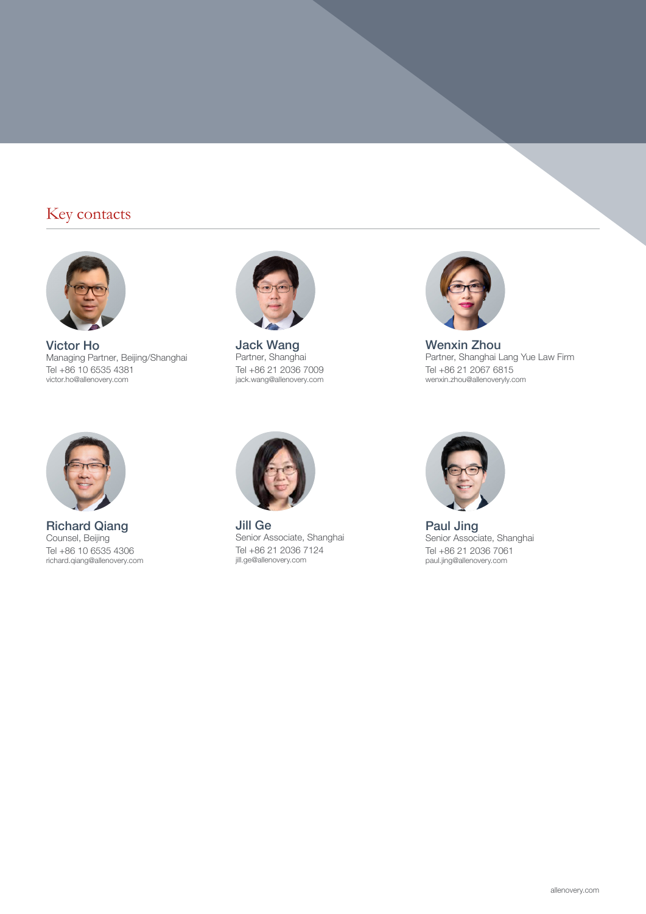## Key contacts

**Victor Ho**
Managing Partner, Beijing/Shanghai
Tel +86 10 6535 4381
victor.ho@allenovery.com

**Jack Wang**
Partner, Shanghai
Tel +86 21 2036 7009
jack.wang@allenovery.com

**Wenxin Zhou**
Partner, Shanghai Lang Yue Law Firm
Tel +86 21 2067 6815
wenxin.zhou@allenoveryly.com

**Richard Qiang**
Counsel, Beijing
Tel +86 10 6535 4306
richard.qiang@allenovery.com

**Jill Ge**
Senior Associate, Shanghai
Tel +86 21 2036 7124
jill.ge@allenovery.com

**Paul Jing**
Senior Associate, Shanghai
Tel +86 21 2036 7061
paul.jing@allenovery.com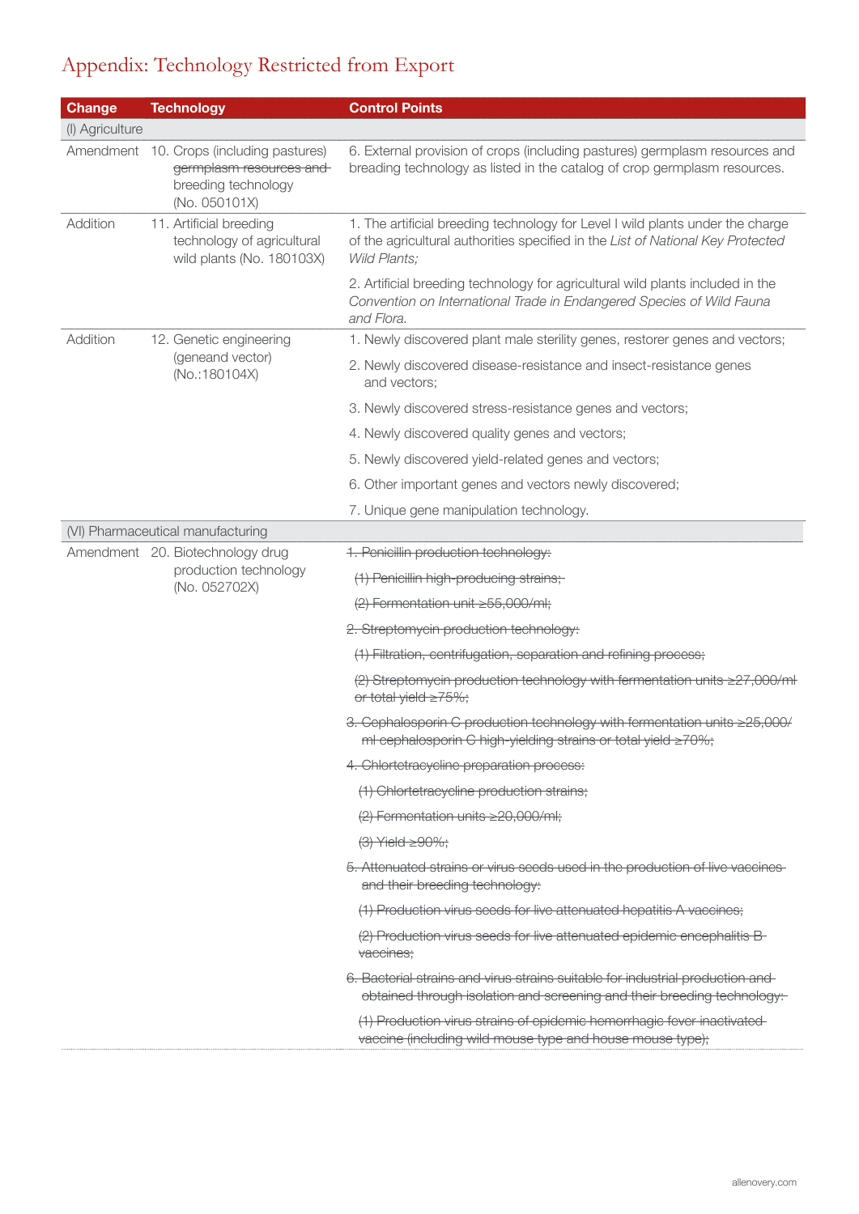# Appendix: Technology Restricted from Export

| Change | Technology | Control Points |
|---|---|---|
| (I) Agriculture | | |
| Amendment | 10. Crops (including pastures) ~~germplasm resources and~~ breeding technology (No. 050101X) | 6. External provision of crops (including pastures) germplasm resources and breading technology as listed in the catalog of crop germplasm resources. |
| Addition | 11. Artificial breeding technology of agricultural wild plants (No. 180103X) | 1. The artificial breeding technology for Level I wild plants under the charge of the agricultural authorities specified in the *List of National Key Protected Wild Plants;* |
| | | 2. Artificial breeding technology for agricultural wild plants included in the *Convention on International Trade in Endangered Species of Wild Fauna and Flora.* |
| Addition | 12. Genetic engineering (geneand vector) (No.:180104X) | 1. Newly discovered plant male sterility genes, restorer genes and vectors; |
| | | 2. Newly discovered disease-resistance and insect-resistance genes and vectors; |
| | | 3. Newly discovered stress-resistance genes and vectors; |
| | | 4. Newly discovered quality genes and vectors; |
| | | 5. Newly discovered yield-related genes and vectors; |
| | | 6. Other important genes and vectors newly discovered; |
| | | 7. Unique gene manipulation technology. |
| (VI) Pharmaceutical manufacturing | | |
| Amendment | 20. Biotechnology drug production technology (No. 052702X) | ~~1. Penicillin production technology:~~ |
| | | ~~(1) Penicillin high-producing strains;~~ |
| | | ~~(2) Fermentation unit ≥55,000/ml;~~ |
| | | ~~2. Streptomycin production technology:~~ |
| | | ~~(1) Filtration, centrifugation, separation and refining process;~~ |
| | | ~~(2) Streptomycin production technology with fermentation units ≥27,000/ml or total yield ≥75%;~~ |
| | | ~~3. Cephalosporin C production technology with fermentation units ≥25,000/ml cephalosporin C high-yielding strains or total yield ≥70%;~~ |
| | | ~~4. Chlortetracycline preparation process:~~ |
| | | ~~(1) Chlortetracycline production strains;~~ |
| | | ~~(2) Fermentation units ≥20,000/ml;~~ |
| | | ~~(3) Yield ≥90%;~~ |
| | | ~~5. Attenuated strains or virus seeds used in the production of live vaccines and their breeding technology:~~ |
| | | ~~(1) Production virus seeds for live attenuated hepatitis A vaccines;~~ |
| | | ~~(2) Production virus seeds for live attenuated epidemic encephalitis B vaccines;~~ |
| | | ~~6. Bacterial strains and virus strains suitable for industrial production and obtained through isolation and screening and their breeding technology:~~ |
| | | ~~(1) Production virus strains of epidemic hemorrhagic fever inactivated vaccine (including wild mouse type and house mouse type);~~ |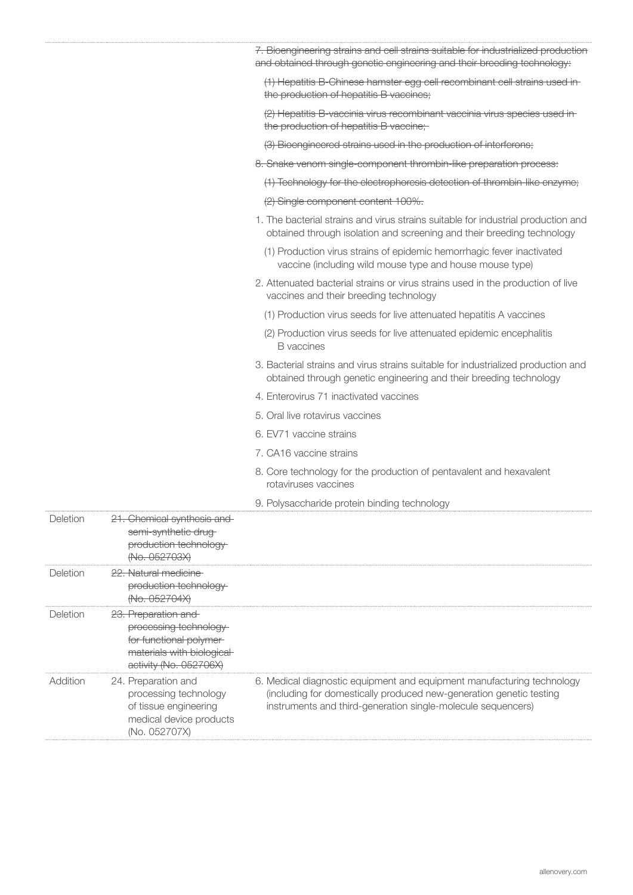| | | |
|---|---|---|
| | | ~~7. Bioengineering strains and cell strains suitable for industrialized production and obtained through genetic engineering and their breeding technology:~~<br>~~(1) Hepatitis B-Chinese hamster egg cell recombinant cell strains used in the production of hepatitis B vaccines;~~<br>~~(2) Hepatitis B-vaccinia virus recombinant vaccinia virus species used in the production of hepatitis B vaccine;~~<br>~~(3) Bioengineered strains used in the production of interferons;~~<br>~~8. Snake venom single-component thrombin-like preparation process:~~<br>~~(1) Technology for the electrophoresis detection of thrombin-like enzyme;~~<br>~~(2) Single component content 100%.~~<br>1. The bacterial strains and virus strains suitable for industrial production and obtained through isolation and screening and their breeding technology<br>(1) Production virus strains of epidemic hemorrhagic fever inactivated vaccine (including wild mouse type and house mouse type)<br>2. Attenuated bacterial strains or virus strains used in the production of live vaccines and their breeding technology<br>(1) Production virus seeds for live attenuated hepatitis A vaccines<br>(2) Production virus seeds for live attenuated epidemic encephalitis B vaccines<br>3. Bacterial strains and virus strains suitable for industrialized production and obtained through genetic engineering and their breeding technology<br>4. Enterovirus 71 inactivated vaccines<br>5. Oral live rotavirus vaccines<br>6. EV71 vaccine strains<br>7. CA16 vaccine strains<br>8. Core technology for the production of pentavalent and hexavalent rotaviruses vaccines<br>9. Polysaccharide protein binding technology |
| Deletion | ~~21. Chemical synthesis and semi-synthetic drug production technology (No. 052703X)~~ | |
| Deletion | ~~22. Natural medicine production technology (No. 052704X)~~ | |
| Deletion | ~~23. Preparation and processing technology for functional polymer materials with biological activity (No. 052706X)~~ | |
| Addition | 24. Preparation and processing technology of tissue engineering medical device products (No. 052707X) | 6. Medical diagnostic equipment and equipment manufacturing technology (including for domestically produced new-generation genetic testing instruments and third-generation single-molecule sequencers) |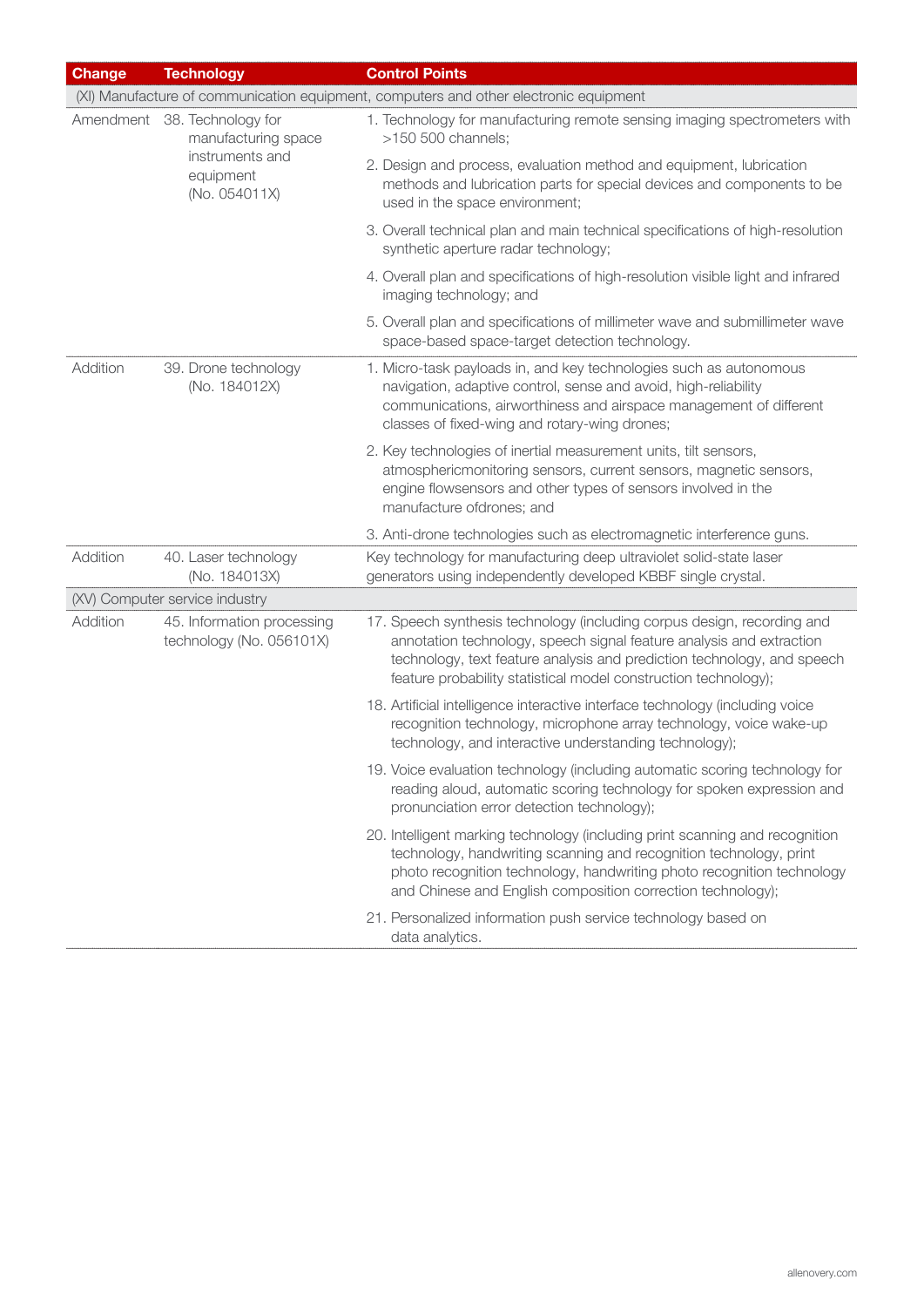| Change | Technology | Control Points |
|---|---|---|
| (XI) Manufacture of communication equipment, computers and other electronic equipment | | |
| Amendment | 38. Technology for manufacturing space instruments and equipment (No. 054011X) | 1. Technology for manufacturing remote sensing imaging spectrometers with >150 500 channels;<br>2. Design and process, evaluation method and equipment, lubrication methods and lubrication parts for special devices and components to be used in the space environment;<br>3. Overall technical plan and main technical specifications of high-resolution synthetic aperture radar technology;<br>4. Overall plan and specifications of high-resolution visible light and infrared imaging technology; and<br>5. Overall plan and specifications of millimeter wave and submillimeter wave space-based space-target detection technology. |
| Addition | 39. Drone technology (No. 184012X) | 1. Micro-task payloads in, and key technologies such as autonomous navigation, adaptive control, sense and avoid, high-reliability communications, airworthiness and airspace management of different classes of fixed-wing and rotary-wing drones;<br>2. Key technologies of inertial measurement units, tilt sensors, atmosphericmonitoring sensors, current sensors, magnetic sensors, engine flowsensors and other types of sensors involved in the manufacture ofdrones; and<br>3. Anti-drone technologies such as electromagnetic interference guns. |
| Addition | 40. Laser technology (No. 184013X) | Key technology for manufacturing deep ultraviolet solid-state laser generators using independently developed KBBF single crystal. |
| (XV) Computer service industry | | |
| Addition | 45. Information processing technology (No. 056101X) | 17. Speech synthesis technology (including corpus design, recording and annotation technology, speech signal feature analysis and extraction technology, text feature analysis and prediction technology, and speech feature probability statistical model construction technology);<br>18. Artificial intelligence interactive interface technology (including voice recognition technology, microphone array technology, voice wake-up technology, and interactive understanding technology);<br>19. Voice evaluation technology (including automatic scoring technology for reading aloud, automatic scoring technology for spoken expression and pronunciation error detection technology);<br>20. Intelligent marking technology (including print scanning and recognition technology, handwriting scanning and recognition technology, print photo recognition technology, handwriting photo recognition technology and Chinese and English composition correction technology);<br>21. Personalized information push service technology based on data analytics. |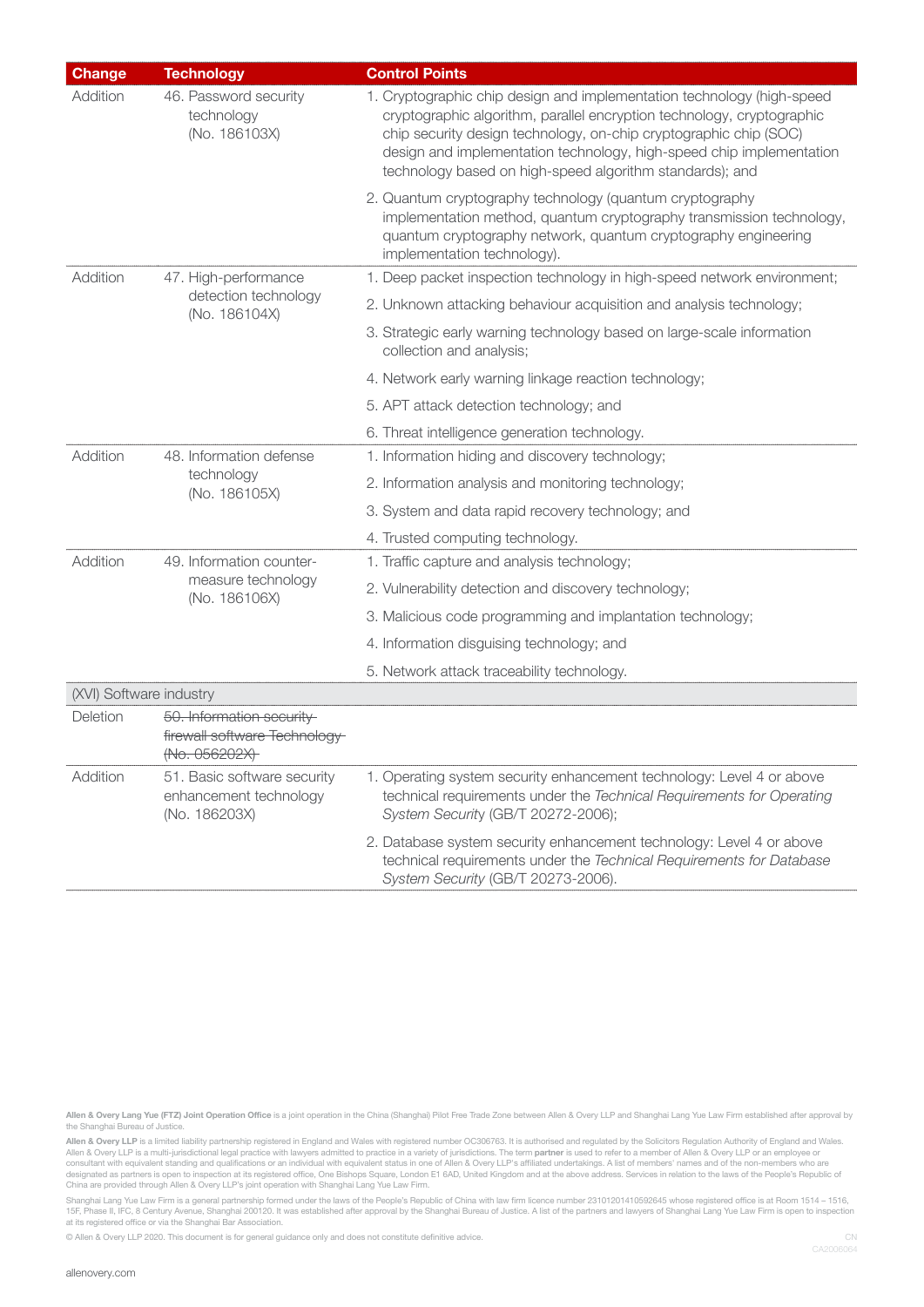| Change | Technology | Control Points |
|---|---|---|
| Addition | 46. Password security technology (No. 186103X) | 1. Cryptographic chip design and implementation technology (high-speed cryptographic algorithm, parallel encryption technology, cryptographic chip security design technology, on-chip cryptographic chip (SOC) design and implementation technology, high-speed chip implementation technology based on high-speed algorithm standards); and<br>2. Quantum cryptography technology (quantum cryptography implementation method, quantum cryptography transmission technology, quantum cryptography network, quantum cryptography engineering implementation technology). |
| Addition | 47. High-performance detection technology (No. 186104X) | 1. Deep packet inspection technology in high-speed network environment;<br>2. Unknown attacking behaviour acquisition and analysis technology;<br>3. Strategic early warning technology based on large-scale information collection and analysis;<br>4. Network early warning linkage reaction technology;<br>5. APT attack detection technology; and<br>6. Threat intelligence generation technology. |
| Addition | 48. Information defense technology (No. 186105X) | 1. Information hiding and discovery technology;<br>2. Information analysis and monitoring technology;<br>3. System and data rapid recovery technology; and<br>4. Trusted computing technology. |
| Addition | 49. Information counter-measure technology (No. 186106X) | 1. Traffic capture and analysis technology;<br>2. Vulnerability detection and discovery technology;<br>3. Malicious code programming and implantation technology;<br>4. Information disguising technology; and<br>5. Network attack traceability technology. |
| (XVI) Software industry | | |
| Deletion | ~~50. Information security firewall software Technology (No. 056202X)~~ | |
| Addition | 51. Basic software security enhancement technology (No. 186203X) | 1. Operating system security enhancement technology: Level 4 or above technical requirements under the *Technical Requirements for Operating System Security* (GB/T 20272-2006);<br>2. Database system security enhancement technology: Level 4 or above technical requirements under the *Technical Requirements for Database System Security* (GB/T 20273-2006). |

**Allen & Overy Lang Yue (FTZ) Joint Operation Office** is a joint operation in the China (Shanghai) Pilot Free Trade Zone between Allen & Overy LLP and Shanghai Lang Yue Law Firm established after approval by the Shanghai Bureau of Justice.

**Allen & Overy LLP** is a limited liability partnership registered in England and Wales with registered number OC306763. It is authorised and regulated by the Solicitors Regulation Authority of England and Wales. Allen & Overy LLP is a multi-jurisdictional legal practice with lawyers admitted to practice in a variety of jurisdictions. The term **partner** is used to refer to a member of Allen & Overy LLP or an employee or consultant with equivalent standing and qualifications or an individual with equivalent status in one of Allen & Overy LLP's affiliated undertakings. A list of members' names and of the non-members who are designated as partners is open to inspection at its registered office, One Bishops Square, London E1 6AD, United Kingdom and at the above address. Services in relation to the laws of the People's Republic of China are provided through Allen & Overy LLP's joint operation with Shanghai Lang Yue Law Firm.

Shanghai Lang Yue Law Firm is a general partnership formed under the laws of the People's Republic of China with law firm licence number 23101201410592645 whose registered office is at Room 1514 – 1516, 15F, Phase II, IFC, 8 Century Avenue, Shanghai 200120. It was established after approval by the Shanghai Bureau of Justice. A list of the partners and lawyers of Shanghai Lang Yue Law Firm is open to inspection at its registered office or via the Shanghai Bar Association.

© Allen & Overy LLP 2020. This document is for general guidance only and does not constitute definitive advice.

CN
CA2006064

allenovery.com